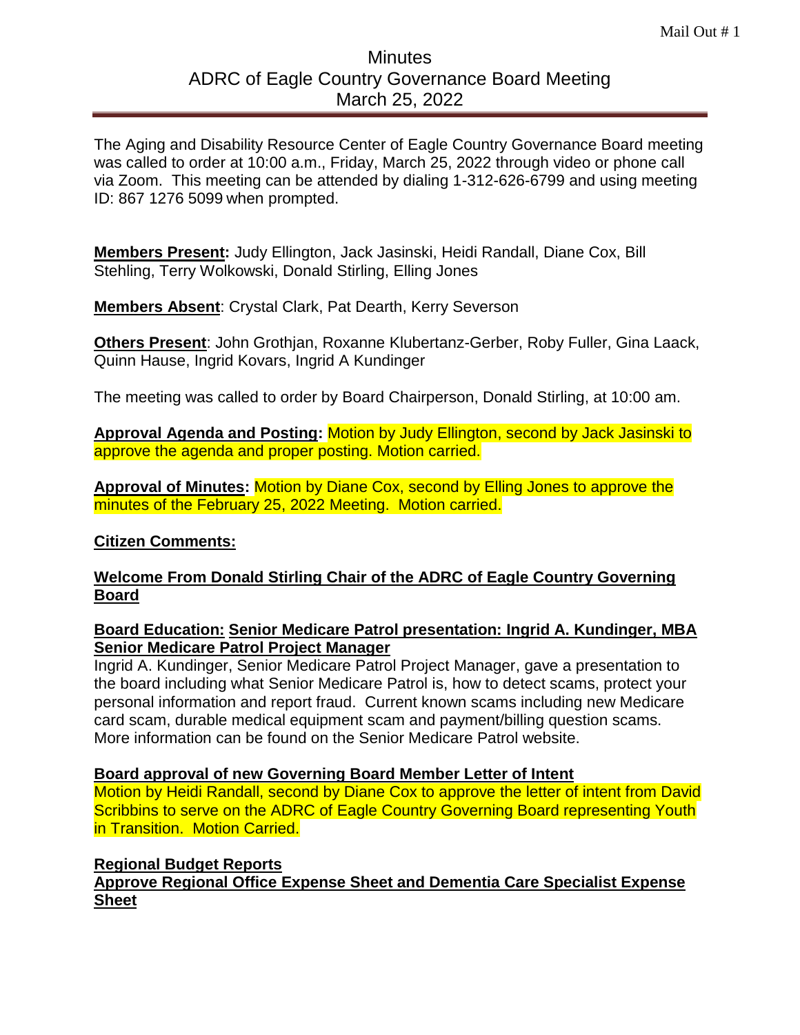# Minutes
## ADRC of Eagle Country Governance Board Meeting
### March 25, 2022

The Aging and Disability Resource Center of Eagle Country Governance Board meeting was called to order at 10:00 a.m., Friday, March 25, 2022 through video or phone call via Zoom. This meeting can be attended by dialing 1-312-626-6799 and using meeting ID: 867 1276 5099 when prompted.

**Members Present:** Judy Ellington, Jack Jasinski, Heidi Randall, Diane Cox, Bill Stehling, Terry Wolkowski, Donald Stirling, Elling Jones

**Members Absent**: Crystal Clark, Pat Dearth, Kerry Severson

**Others Present**: John Grothjan, Roxanne Klubertanz-Gerber, Roby Fuller, Gina Laack, Quinn Hause, Ingrid Kovars, Ingrid A Kundinger

The meeting was called to order by Board Chairperson, Donald Stirling, at 10:00 am.

**Approval Agenda and Posting:** Motion by Judy Ellington, second by Jack Jasinski to approve the agenda and proper posting. Motion carried.

**Approval of Minutes:** Motion by Diane Cox, second by Elling Jones to approve the minutes of the February 25, 2022 Meeting. Motion carried.

**Citizen Comments:**

**Welcome From Donald Stirling Chair of the ADRC of Eagle Country Governing Board**

**Board Education: Senior Medicare Patrol presentation: Ingrid A. Kundinger, MBA Senior Medicare Patrol Project Manager**

Ingrid A. Kundinger, Senior Medicare Patrol Project Manager, gave a presentation to the board including what Senior Medicare Patrol is, how to detect scams, protect your personal information and report fraud. Current known scams including new Medicare card scam, durable medical equipment scam and payment/billing question scams. More information can be found on the Senior Medicare Patrol website.

**Board approval of new Governing Board Member Letter of Intent**

Motion by Heidi Randall, second by Diane Cox to approve the letter of intent from David Scribbins to serve on the ADRC of Eagle Country Governing Board representing Youth in Transition. Motion Carried.

**Regional Budget Reports**

**Approve Regional Office Expense Sheet and Dementia Care Specialist Expense Sheet**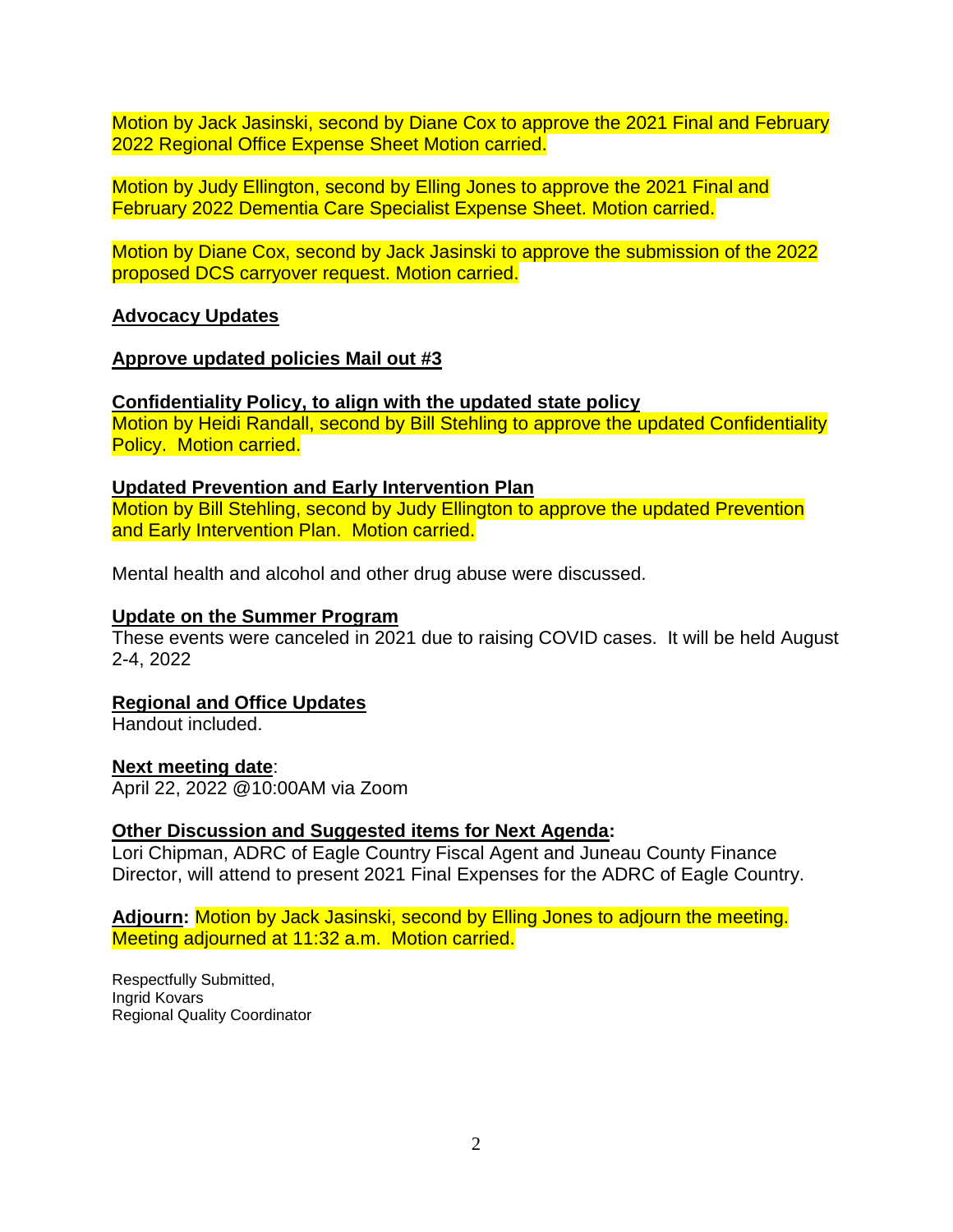Motion by Jack Jasinski, second by Diane Cox to approve the 2021 Final and February 2022 Regional Office Expense Sheet Motion carried.

Motion by Judy Ellington, second by Elling Jones to approve the 2021 Final and February 2022 Dementia Care Specialist Expense Sheet. Motion carried.

Motion by Diane Cox, second by Jack Jasinski to approve the submission of the 2022 proposed DCS carryover request. Motion carried.

**Advocacy Updates**

**Approve updated policies Mail out #3**

**Confidentiality Policy, to align with the updated state policy**
Motion by Heidi Randall, second by Bill Stehling to approve the updated Confidentiality Policy. Motion carried.

**Updated Prevention and Early Intervention Plan**
Motion by Bill Stehling, second by Judy Ellington to approve the updated Prevention and Early Intervention Plan. Motion carried.

Mental health and alcohol and other drug abuse were discussed.

**Update on the Summer Program**
These events were canceled in 2021 due to raising COVID cases. It will be held August 2-4, 2022

**Regional and Office Updates**
Handout included.

**Next meeting date**:
April 22, 2022 @10:00AM via Zoom

**Other Discussion and Suggested items for Next Agenda:**
Lori Chipman, ADRC of Eagle Country Fiscal Agent and Juneau County Finance Director, will attend to present 2021 Final Expenses for the ADRC of Eagle Country.

**Adjourn:** Motion by Jack Jasinski, second by Elling Jones to adjourn the meeting. Meeting adjourned at 11:32 a.m. Motion carried.

Respectfully Submitted,
Ingrid Kovars
Regional Quality Coordinator